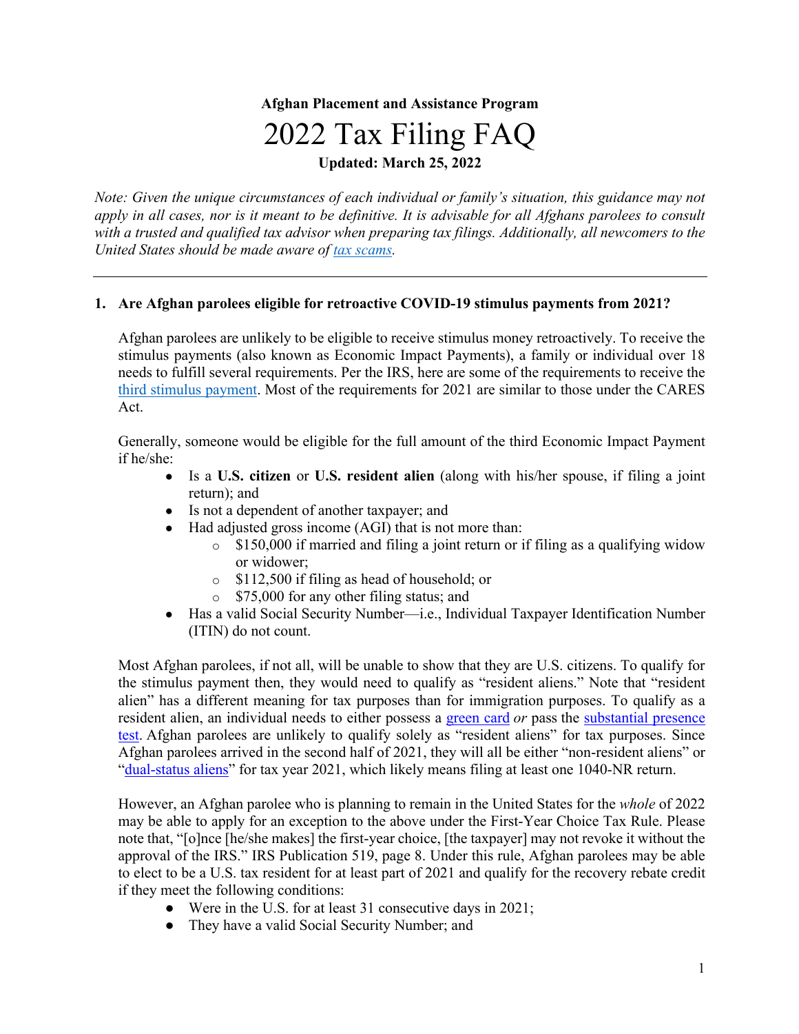**Afghan Placement and Assistance Program**

# 2022 Tax Filing FAQ

**Updated: March 25, 2022**

*Note: Given the unique circumstances of each individual or family's situation, this guidance may not apply in all cases, nor is it meant to be definitive. It is advisable for all Afghans parolees to consult with a trusted and qualified tax advisor when preparing tax filings. Additionally, all newcomers to the United States should be made aware of tax scams.*

---

**1. Are Afghan parolees eligible for retroactive COVID-19 stimulus payments from 2021?**

Afghan parolees are unlikely to be eligible to receive stimulus money retroactively. To receive the stimulus payments (also known as Economic Impact Payments), a family or individual over 18 needs to fulfill several requirements. Per the IRS, here are some of the requirements to receive the third stimulus payment. Most of the requirements for 2021 are similar to those under the CARES Act.

Generally, someone would be eligible for the full amount of the third Economic Impact Payment if he/she:

- Is a **U.S. citizen** or **U.S. resident alien** (along with his/her spouse, if filing a joint return); and
- Is not a dependent of another taxpayer; and
- Had adjusted gross income (AGI) that is not more than:
  - $150,000 if married and filing a joint return or if filing as a qualifying widow or widower;
  - $112,500 if filing as head of household; or
  - $75,000 for any other filing status; and
- Has a valid Social Security Number—i.e., Individual Taxpayer Identification Number (ITIN) do not count.

Most Afghan parolees, if not all, will be unable to show that they are U.S. citizens. To qualify for the stimulus payment then, they would need to qualify as "resident aliens." Note that "resident alien" has a different meaning for tax purposes than for immigration purposes. To qualify as a resident alien, an individual needs to either possess a green card *or* pass the substantial presence test. Afghan parolees are unlikely to qualify solely as "resident aliens" for tax purposes. Since Afghan parolees arrived in the second half of 2021, they will all be either "non-resident aliens" or "dual-status aliens" for tax year 2021, which likely means filing at least one 1040-NR return.

However, an Afghan parolee who is planning to remain in the United States for the *whole* of 2022 may be able to apply for an exception to the above under the First-Year Choice Tax Rule. Please note that, "[o]nce [he/she makes] the first-year choice, [the taxpayer] may not revoke it without the approval of the IRS." IRS Publication 519, page 8. Under this rule, Afghan parolees may be able to elect to be a U.S. tax resident for at least part of 2021 and qualify for the recovery rebate credit if they meet the following conditions:

- Were in the U.S. for at least 31 consecutive days in 2021;
- They have a valid Social Security Number; and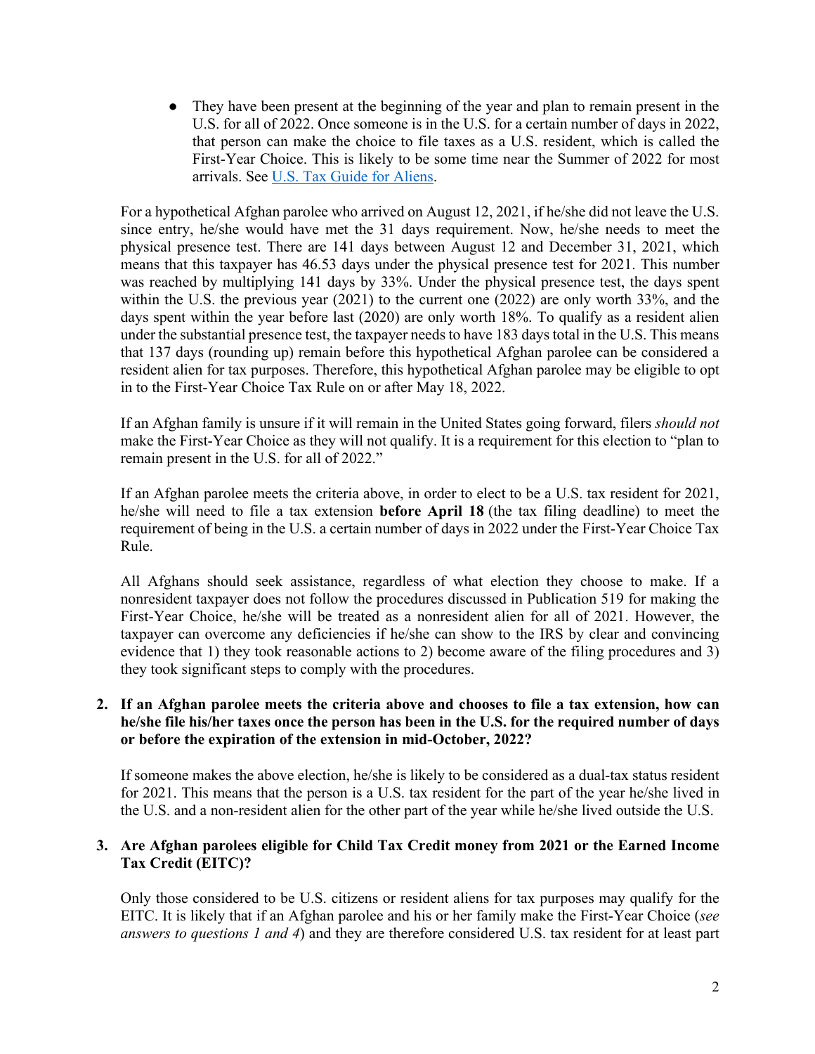- They have been present at the beginning of the year and plan to remain present in the U.S. for all of 2022. Once someone is in the U.S. for a certain number of days in 2022, that person can make the choice to file taxes as a U.S. resident, which is called the First-Year Choice. This is likely to be some time near the Summer of 2022 for most arrivals. See [U.S. Tax Guide for Aliens](#).

For a hypothetical Afghan parolee who arrived on August 12, 2021, if he/she did not leave the U.S. since entry, he/she would have met the 31 days requirement. Now, he/she needs to meet the physical presence test. There are 141 days between August 12 and December 31, 2021, which means that this taxpayer has 46.53 days under the physical presence test for 2021. This number was reached by multiplying 141 days by 33%. Under the physical presence test, the days spent within the U.S. the previous year (2021) to the current one (2022) are only worth 33%, and the days spent within the year before last (2020) are only worth 18%. To qualify as a resident alien under the substantial presence test, the taxpayer needs to have 183 days total in the U.S. This means that 137 days (rounding up) remain before this hypothetical Afghan parolee can be considered a resident alien for tax purposes. Therefore, this hypothetical Afghan parolee may be eligible to opt in to the First-Year Choice Tax Rule on or after May 18, 2022.

If an Afghan family is unsure if it will remain in the United States going forward, filers *should not* make the First-Year Choice as they will not qualify. It is a requirement for this election to "plan to remain present in the U.S. for all of 2022."

If an Afghan parolee meets the criteria above, in order to elect to be a U.S. tax resident for 2021, he/she will need to file a tax extension **before April 18** (the tax filing deadline) to meet the requirement of being in the U.S. a certain number of days in 2022 under the First-Year Choice Tax Rule.

All Afghans should seek assistance, regardless of what election they choose to make. If a nonresident taxpayer does not follow the procedures discussed in Publication 519 for making the First-Year Choice, he/she will be treated as a nonresident alien for all of 2021. However, the taxpayer can overcome any deficiencies if he/she can show to the IRS by clear and convincing evidence that 1) they took reasonable actions to 2) become aware of the filing procedures and 3) they took significant steps to comply with the procedures.

2. **If an Afghan parolee meets the criteria above and chooses to file a tax extension, how can he/she file his/her taxes once the person has been in the U.S. for the required number of days or before the expiration of the extension in mid-October, 2022?**

   If someone makes the above election, he/she is likely to be considered as a dual-tax status resident for 2021. This means that the person is a U.S. tax resident for the part of the year he/she lived in the U.S. and a non-resident alien for the other part of the year while he/she lived outside the U.S.

3. **Are Afghan parolees eligible for Child Tax Credit money from 2021 or the Earned Income Tax Credit (EITC)?**

   Only those considered to be U.S. citizens or resident aliens for tax purposes may qualify for the EITC. It is likely that if an Afghan parolee and his or her family make the First-Year Choice (*see answers to questions 1 and 4*) and they are therefore considered U.S. tax resident for at least part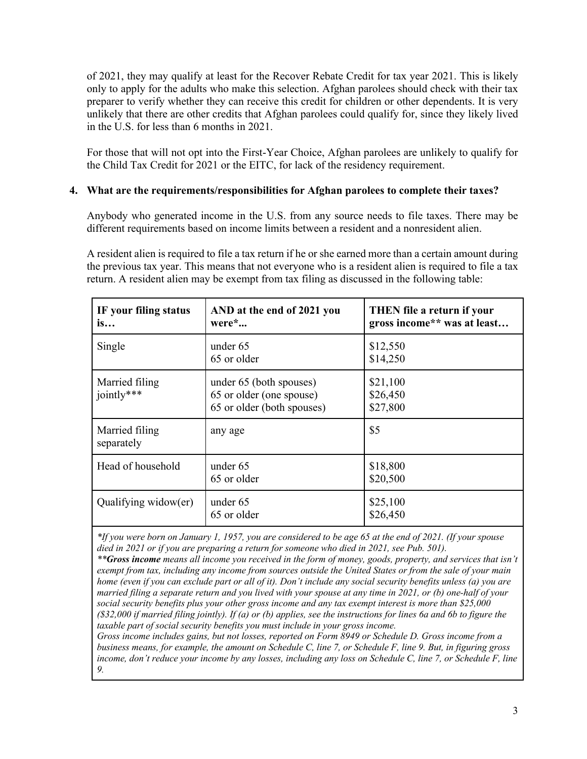of 2021, they may qualify at least for the Recover Rebate Credit for tax year 2021. This is likely only to apply for the adults who make this selection. Afghan parolees should check with their tax preparer to verify whether they can receive this credit for children or other dependents. It is very unlikely that there are other credits that Afghan parolees could qualify for, since they likely lived in the U.S. for less than 6 months in 2021.

For those that will not opt into the First-Year Choice, Afghan parolees are unlikely to qualify for the Child Tax Credit for 2021 or the EITC, for lack of the residency requirement.

**4. What are the requirements/responsibilities for Afghan parolees to complete their taxes?**

Anybody who generated income in the U.S. from any source needs to file taxes. There may be different requirements based on income limits between a resident and a nonresident alien.

A resident alien is required to file a tax return if he or she earned more than a certain amount during the previous tax year. This means that not everyone who is a resident alien is required to file a tax return. A resident alien may be exempt from tax filing as discussed in the following table:

| **IF your filing status is…** | **AND at the end of 2021 you were*...** | **THEN file a return if your gross income** was at least…** |
|---|---|---|
| Single | under 65<br>65 or older | $12,550<br>$14,250 |
| Married filing jointly*** | under 65 (both spouses)<br>65 or older (one spouse)<br>65 or older (both spouses) | $21,100<br>$26,450<br>$27,800 |
| Married filing separately | any age | $5 |
| Head of household | under 65<br>65 or older | $18,800<br>$20,500 |
| Qualifying widow(er) | under 65<br>65 or older | $25,100<br>$26,450 |

*\*If you were born on January 1, 1957, you are considered to be age 65 at the end of 2021. (If your spouse died in 2021 or if you are preparing a return for someone who died in 2021, see Pub. 501).*
*\*\****Gross income*** *means all income you received in the form of money, goods, property, and services that isn't exempt from tax, including any income from sources outside the United States or from the sale of your main home (even if you can exclude part or all of it). Don't include any social security benefits unless (a) you are married filing a separate return and you lived with your spouse at any time in 2021, or (b) one-half of your social security benefits plus your other gross income and any tax exempt interest is more than $25,000 ($32,000 if married filing jointly). If (a) or (b) applies, see the instructions for lines 6a and 6b to figure the taxable part of social security benefits you must include in your gross income.*
*Gross income includes gains, but not losses, reported on Form 8949 or Schedule D. Gross income from a business means, for example, the amount on Schedule C, line 7, or Schedule F, line 9. But, in figuring gross income, don't reduce your income by any losses, including any loss on Schedule C, line 7, or Schedule F, line 9.*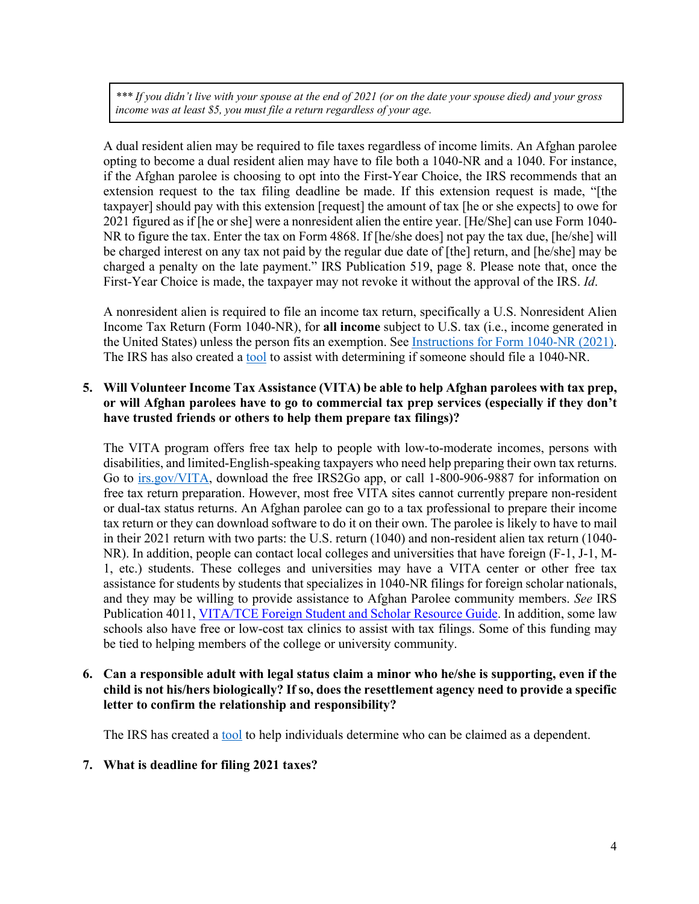> *\*\*\* If you didn't live with your spouse at the end of 2021 (or on the date your spouse died) and your gross income was at least $5, you must file a return regardless of your age.*

A dual resident alien may be required to file taxes regardless of income limits. An Afghan parolee opting to become a dual resident alien may have to file both a 1040-NR and a 1040. For instance, if the Afghan parolee is choosing to opt into the First-Year Choice, the IRS recommends that an extension request to the tax filing deadline be made. If this extension request is made, "[the taxpayer] should pay with this extension [request] the amount of tax [he or she expects] to owe for 2021 figured as if [he or she] were a nonresident alien the entire year. [He/She] can use Form 1040-NR to figure the tax. Enter the tax on Form 4868. If [he/she does] not pay the tax due, [he/she] will be charged interest on any tax not paid by the regular due date of [the] return, and [he/she] may be charged a penalty on the late payment." IRS Publication 519, page 8. Please note that, once the First-Year Choice is made, the taxpayer may not revoke it without the approval of the IRS. *Id*.

A nonresident alien is required to file an income tax return, specifically a U.S. Nonresident Alien Income Tax Return (Form 1040-NR), for **all income** subject to U.S. tax (i.e., income generated in the United States) unless the person fits an exemption. See Instructions for Form 1040-NR (2021). The IRS has also created a tool to assist with determining if someone should file a 1040-NR.

5. **Will Volunteer Income Tax Assistance (VITA) be able to help Afghan parolees with tax prep, or will Afghan parolees have to go to commercial tax prep services (especially if they don't have trusted friends or others to help them prepare tax filings)?**

   The VITA program offers free tax help to people with low-to-moderate incomes, persons with disabilities, and limited-English-speaking taxpayers who need help preparing their own tax returns. Go to irs.gov/VITA, download the free IRS2Go app, or call 1-800-906-9887 for information on free tax return preparation. However, most free VITA sites cannot currently prepare non-resident or dual-tax status returns. An Afghan parolee can go to a tax professional to prepare their income tax return or they can download software to do it on their own. The parolee is likely to have to mail in their 2021 return with two parts: the U.S. return (1040) and non-resident alien tax return (1040-NR). In addition, people can contact local colleges and universities that have foreign (F-1, J-1, M-1, etc.) students. These colleges and universities may have a VITA center or other free tax assistance for students by students that specializes in 1040-NR filings for foreign scholar nationals, and they may be willing to provide assistance to Afghan Parolee community members. *See* IRS Publication 4011, VITA/TCE Foreign Student and Scholar Resource Guide. In addition, some law schools also have free or low-cost tax clinics to assist with tax filings. Some of this funding may be tied to helping members of the college or university community.

6. **Can a responsible adult with legal status claim a minor who he/she is supporting, even if the child is not his/hers biologically? If so, does the resettlement agency need to provide a specific letter to confirm the relationship and responsibility?**

   The IRS has created a tool to help individuals determine who can be claimed as a dependent.

7. **What is deadline for filing 2021 taxes?**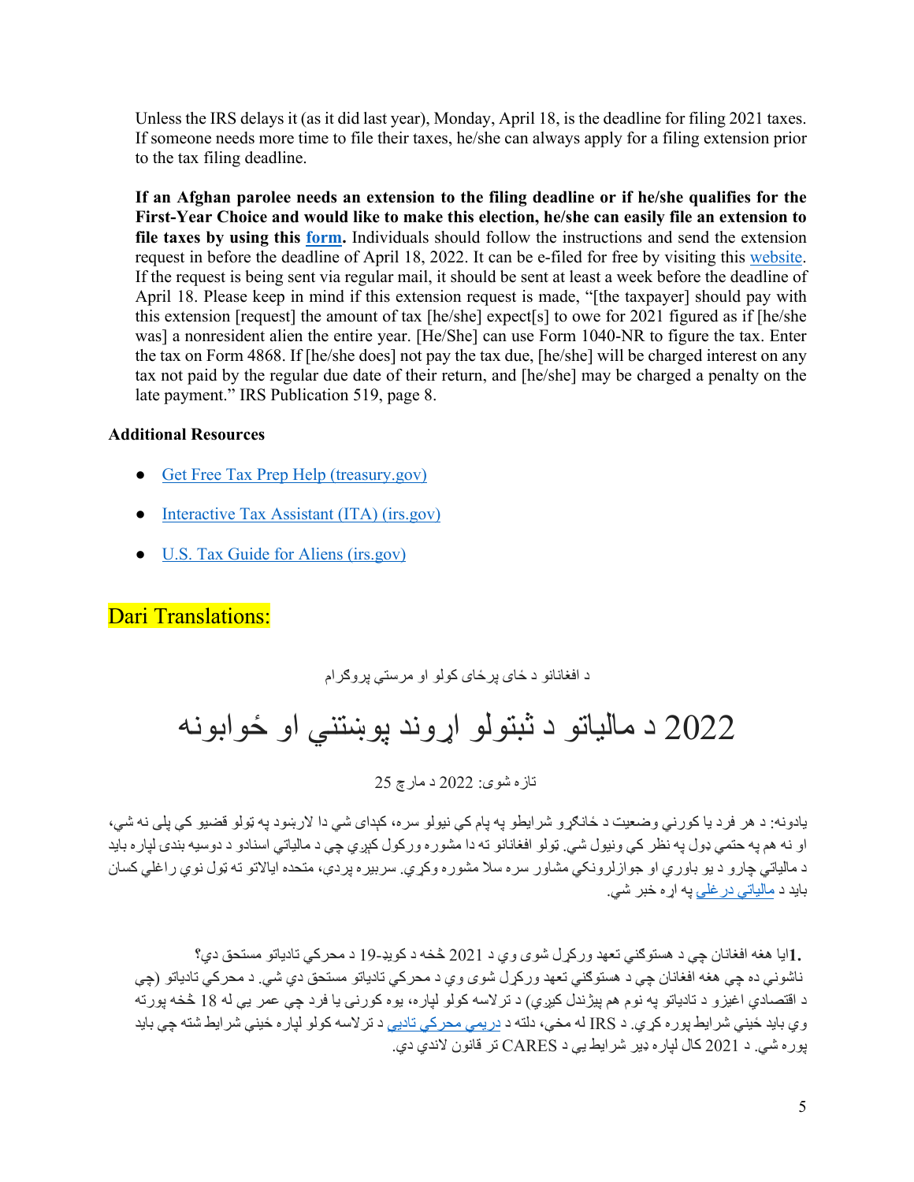Unless the IRS delays it (as it did last year), Monday, April 18, is the deadline for filing 2021 taxes. If someone needs more time to file their taxes, he/she can always apply for a filing extension prior to the tax filing deadline.

**If an Afghan parolee needs an extension to the filing deadline or if he/she qualifies for the First-Year Choice and would like to make this election, he/she can easily file an extension to file taxes by using this [form](#).** Individuals should follow the instructions and send the extension request in before the deadline of April 18, 2022. It can be e-filed for free by visiting this [website](#). If the request is being sent via regular mail, it should be sent at least a week before the deadline of April 18. Please keep in mind if this extension request is made, “[the taxpayer] should pay with this extension [request] the amount of tax [he/she] expect[s] to owe for 2021 figured as if [he/she was] a nonresident alien the entire year. [He/She] can use Form 1040-NR to figure the tax. Enter the tax on Form 4868. If [he/she does] not pay the tax due, [he/she] will be charged interest on any tax not paid by the regular due date of their return, and [he/she] may be charged a penalty on the late payment.” IRS Publication 519, page 8.

**Additional Resources**

- [Get Free Tax Prep Help (treasury.gov)](#)
- [Interactive Tax Assistant (ITA) (irs.gov)](#)
- [U.S. Tax Guide for Aliens (irs.gov)](#)

## Dari Translations:

د افغانانو د ځای پرځای کولو او مرستي پروګرام

# 2022 د مالیاتو د ثبتولو اړوند پوښتني او ځوابونه

تازه شوی: 2022 د مارچ 25

یادونه: د هر فرد یا کورني وضعیت د ځانګړو شرایطو په پام کې نیولو سره، کېدای شي دا لارښود په ټولو قضیو کې پلی نه شي، او نه هم په حتمي ډول په نظر کې ونیول شي. ټولو افغانانو ته دا مشوره ورکول کېږي چې د مالیاتي اسنادو د دوسیه بندی لپاره باید د مالیاتي چارو د یو باوري او جوازلرونکي مشاور سره سلا مشوره وکړي. سربېره پردې، متحده ایالاتو ته ټول نوي راغلي کسان باید د [مالیاتي درغلي](#) په اړه خبر شي.

**.1**ایا هغه افغانان چې د هستوګنې تعهد ورکړل شوی وي د 2021 څخه د کوید-19 د محرکي تادیاتو مستحق دي؟ ناشونې ده چې هغه افغانان چې د هستوګنې تعهد ورکړل شوی وي د محرکې تادیاتو مستحق دي شي. د محرکې تادیاتو (چې د اقتصادي اغیزو د تادیاتو په نوم هم پیژندل کیږي) د ترلاسه کولو لپاره، یوه کورنۍ یا فرد چې عمر یې له 18 څخه پورته وي باید ځینې شرایط پوره کړي. د IRS له مخې، دلته د [دریمې محرکې تادیې](#) د ترلاسه کولو لپاره ځینې شرایط شته چې باید پوره شي. د 2021 کال لپاره دیر شرایط یې د CARES تر قانون لاندې دي.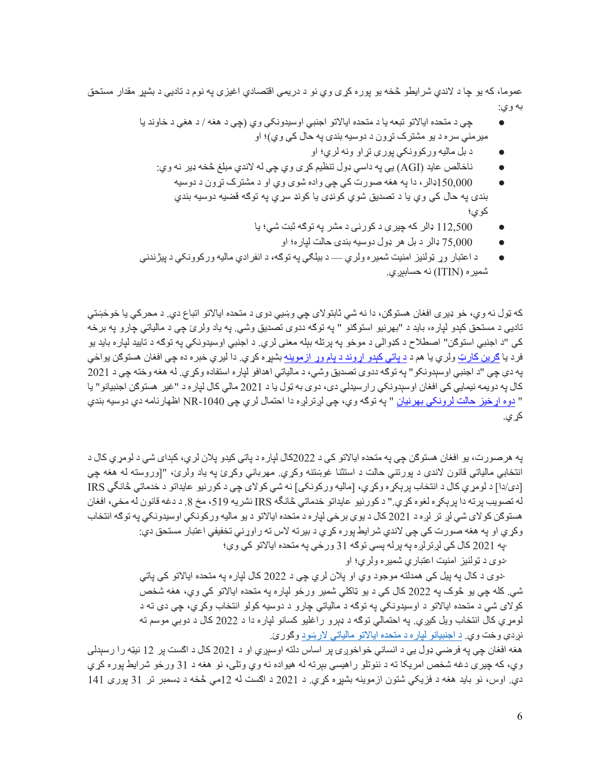عموما، که یو چا د لاندي شرایطو څخه یو پوره کړی وي نو د دریمې اقتصادي اغیزې په نوم د تادیې د بشپړ مقدار مستحق به وي:

- چې د متحده ایالاتو تبعه یا د متحده ایالاتو اجنبي اوسیدونکی وي (چې د هغه / د هغې د خاوند یا میرمنې سره د یو مشترک ترون د دوسیه بندۍ په حال کې وي)؛ او
- د بل مالیه ورکوونکي پورې تړاو ونه لري؛ او
- ناخالص عاید (AGI) یې په داسي ډول تنظیم کړی وي چې له لاندي مبلغ څخه ډیر نه وي:
- 150,000ډالر، دا په هغه صورت کې چې واده شوی وي او د مشترک ترون د دوسیه بندۍ په حال کې وي یا د تصدیق شوي کونډې یا کونډ سړي په توګه قضیه دوسیه بندي کوي؛
- 112,500 ډالر که چیرې د کورنۍ د مشر په توګه ثبت شي؛ یا
- 75,000 ډالر د بل هر ډول دوسیه بندۍ حالت لپاره؛ او
- د اعتبار وړ ټولنیز امنیت شمیره ولري — د بیلګې په توګه، د انفرادي مالیه ورکوونکي د پیژندنې شمیره (ITIN) نه حسابیږي.

که ټول نه وي، خو ډیری افغان هستوګن، دا نه شي ثابتولای چې وښیي دوی د متحده ایالاتو اتباع دي. د محرکي یا خوځښتي تادیې د مستحق کیدو لپاره، باید د "بهرنیو استوګنو " په توګه ددوی تصدیق وشي. په یاد ولرئ چې د مالیاتي چارو په برخه کې "د اجنبي استوګن" اصطلاح د کډوالۍ د موخو په پرتله بیله معنی لري. د اجنبي اوسیدونکي په توګه د تایید لپاره باید یو فرد یا [ګرین کارټ](#) ولري یا هم د [پاتې کیدو اړوند د پام وړ ازموینه](#) بشپړه کړي. دا لیري خبره ده چې افغان هستوګن یواځې په دې چې "د اجنبي اوسېدونکو" په توګه ددوی تصدیق وشي، د مالیاتي اهدافو لپاره استفاده وکړي. له هغه وخته چې د 2021 کال په دویمه نیمایي کې افغان اوسېدونکي رارسیدلي دي، دوی به ټول یا د 2021 مالي کال لپاره د "غیر هستوګن اجنبیانو" یا "[دوه اړخیز حالت لرونکي بهرنیان](#) " په توګه وي، چې لرترلږه دا احتمال لري چې NR-1040 اظهارنامه دې دوسیه بندي کړي.

په هرصورت، یو افغان هستوګن چې په متحده ایالاتو کې د 2022کال لپاره د پاتې کیدو پلان لري، کیدای شي د لومړي کال د انتخابي مالیاتي قانون لاندې د پورتني حالت د استثنا غوښتنه وکړي. مهرباني وکړئ په یاد ولرئ، "[وروسته له هغه چې [دی/دا] د لومړي کال د انتخاب پرېکړه وکړي، [مالیه ورکوونکی] نه شي کولای چې د کورنیو عایداتو د خدماتي څانګې IRS له تصویب پرته دا پرېکړه لغوه کړي." د کورنیو عایداتو خدماتي څانګه IRS نشریه 519، مخ 8. د دغه قانون له مخې، افغان هستوګن کولای شي لږ تر لږه د 2021 کال د یوې برخې لپاره د متحده ایالاتو د یو مالیه ورکوونکي اوسیدونکي په توګه انتخاب وکړي او په هغه صورت کې چې لاندې شرایط پوره کړي د بیرته لاس ته راوړني تخفیفي اعتبار مستحق دي:

·په 2021 کال کې لږترلږه په پرله پسې توګه 31 ورځې په متحده ایالاتو کې وي؛

·دوی د ټولنیز امنیت اعتباري شمیره ولري؛ او

·دوی د کال په پیل کې همدلته موجود وي او پلان لري چې د 2022 کال لپاره په متحده ایالاتو کې پاتې شي. کله چې یو څوک په 2022 کال کې د یو ټاکلي شمیر ورځو لپاره په متحده ایالاتو کې وي، هغه شخص کولای شي د متحده ایالاتو د اوسیدونکي په توګه د مالیاتي چارو د دوسیه کولو انتخاب وکړي، چې دی نه د لومړي کال انتخاب ویل کیږي. په احتمالي توګه د ډیرو راغلیو کسانو لپاره دا د 2022 کال د دوبي موسم نږدې وخت وي. د [اجنبیانو لپاره د متحده ایالاتو مالیاتي لارښود](#) وګورئ.

هغه افغان چې په فرضي ډول یې د انساني خواخوږی پر اساس دلته اوسیږي او د 2021 کال د اګست پر 12 نیټه را رسیدلی وي، که چیرې دغه شخص امریکا ته د ننوتلو راهیسې بیرته له هیواده نه وي وتلی، نو هغه د 31 ورځو شرایط پوره کړي دي. اوس، نو باید هغه د فزیکي شتون ازموینه بشپړه کړي. د 2021 د اګست له 12مې څخه د ډسمبر تر 31 پورې 141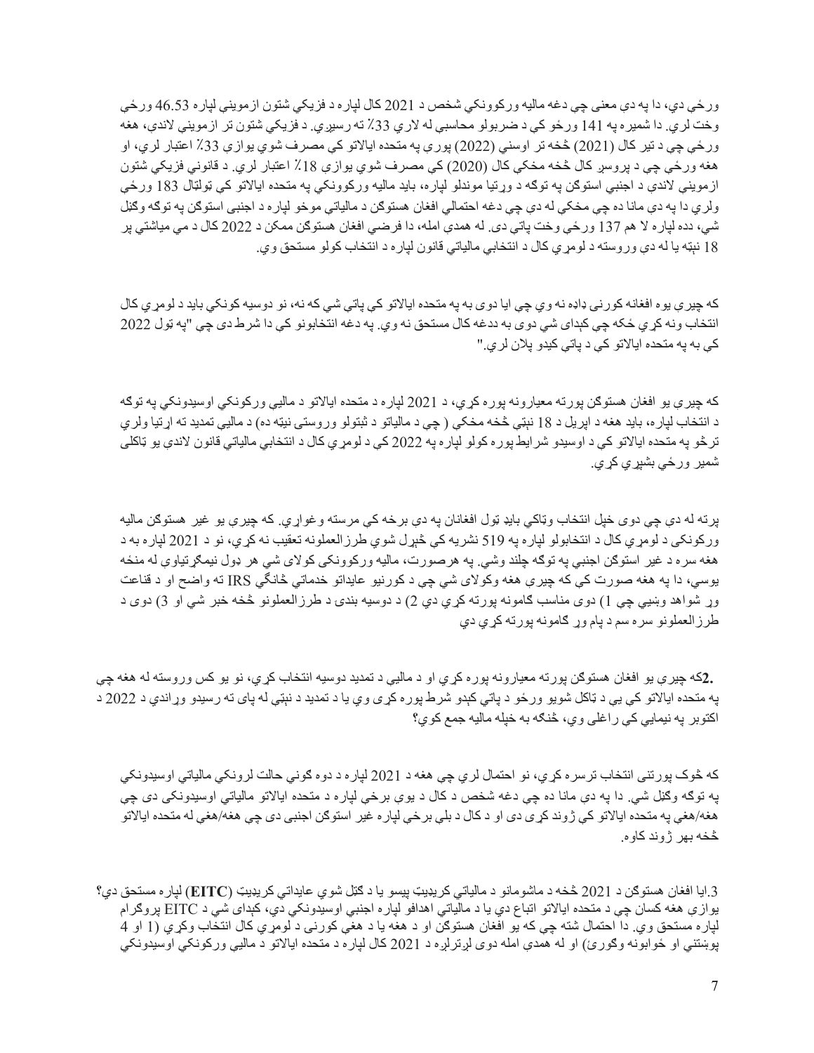ورځې دي، دا په دې معنی چې دغه مالیه ورکوونکې شخص د 2021 کال لپاره د فزیکي شتون ازموینې لپاره 46.53 ورځې وخت لري. دا شمیره په 141 ورځو کې د ضربولو محاسبې له لارې 33٪ ته رسیږي. د فزیکي شتون تر ازموینې لاندې، هغه ورځې چې د تیر کال (2021) څخه تر اوسنې (2022) پورې په متحده ایالاتو کې مصرف شوې یوازې 33٪ اعتبار لري، او هغه ورځې چې د پروسږ کال څخه مخکې کال (2020) کې مصرف شوې یوازې 18٪ اعتبار لري. د قانوني فزیکي شتون ازموینې لاندې د اجنبي استوګن په توګه د وړتیا موندلو لپاره، باید مالیه ورکوونکې په متحده ایالاتو کې ټولټال 183 ورځې ولري دا په دې مانا ده چې مخکې له دې چې دغه احتمالي افغان هستوګن د مالیاتي موخو لپاره د اجنبي استوګن په توګه وګڼل شي، دده لپاره لا هم 137 ورځې وخت پاتې دی. له همدې امله، دا فرضي افغان هستوګن ممکن د 2022 کال د مې میاشتې پر 18 نېټه یا له دې وروسته د لومړي کال د انتخابي مالیاتي قانون لپاره د انتخاب کولو مستحق وي.

که چیرې یوه افغانه کورنی ډاډه نه وي چې ایا دوی به په متحده ایالاتو کې پاتې شي که نه، نو دوسیه کونکي باید د لومړي کال انتخاب ونه کړي ځکه چې کېدای شي دوی به ددغه کال مستحق نه وي. په دغه انتخابونو کې دا شرط دی چې "په ټول 2022 کې به په متحده ایالاتو کې د پاتې کېدو پلان لري."

که چیرې یو افغان هستوګن پورته معیارونه پوره کړي، د 2021 لپاره د متحده ایالاتو د مالیي ورکوونکي اوسیدونکي په توګه د انتخاب لپاره، باید هغه د اپریل د 18 نېټې څخه مخکې ( چې د مالیاتو د ثبتولو وروستی نېټه ده) د مالیي تمدید ته اړتیا ولري ترڅو په متحده ایالاتو کې د اوسیدو شرایط پوره کولو لپاره په 2022 کې د لومړي کال د انتخابي مالیاتي قانون لاندې یو ټاکلی شمیر ورځې بشپړې کړي.

پرته له دې چې دوی خپل انتخاب وټاکي باید ټول افغانان په دې برخه کې مرسته وغواړي. که چیرې یو غیر هستوګن مالیه ورکوونکی د لومړي کال د انتخابولو لپاره په 519 نشریه کې خپرل شوي طرزالعملونه تعقیب نه کړي، نو د 2021 لپاره به د هغه سره د غیر استوګن اجنبي په توګه چلند وشي. په هرصورت، مالیه ورکوونکی کولای شي هر ډول نیمګړتیاوې له منځه یوسي، دا په هغه صورت کې که چیرې هغه وکولای شي چې د کورنیو عایداتو خدماتي څانګې IRS ته واضح او د قناعت وړ شواهد وښیي چې 1) دوی مناسب ګامونه پورته کړي دي 2) د دوسیه بندی د طرزالعملونو څخه خبر شي او 3) دوی د طرزالعملونو سره سم د پام وړ ګامونه پورته کړي دي

**2.**که چیرې یو افغان هستوګن پورته معیارونه پوره کړي او د مالیي د تمدید دوسیه انتخاب کړي، نو یو کس وروسته له هغه چې په متحده ایالاتو کې یې د ټاکل شویو ورځو د پاتې کېدو شرط پوره کړی وي یا د تمدید د نېټې له پای ته رسیدو وړاندې د 2022 د اکتوبر په نیمایي کې راغلی وي، څنګه به خپله مالیه جمع کوي؟

که څوک پورتنی انتخاب ترسره کړي، نو احتمال لري چې هغه د 2021 لپاره د دوه ګوني حالت لرونکي مالیاتي اوسیدونکي په توګه وګڼل شي. دا په دې مانا ده چې دغه شخص د کال د یوې برخې لپاره د متحده ایالاتو مالیاتي اوسیدونکی دی چې هغه/هغې په متحده ایالاتو کې ژوند کړی دی او د کال د بلې برخې لپاره غیر استوګن اجنبی دی چې هغه/هغې له متحده ایالاتو څخه بهر ژوند کاوه.

3.ایا افغان هستوګن د 2021 څخه د ماشومانو د مالیاتي کریډیټ پیسو یا د ګټل شوي عایداتي کریډیټ (**EITC**) لپاره مستحق دي؟
یوازې هغه کسان چې د متحده ایالاتو اتباع دي یا د مالیاتي اهدافو لپاره اجنبي اوسیدونکي دي، کېدای شي د EITC پروګرام لپاره مستحق وي. دا احتمال شته چې که یو افغان هستوګن او د هغه یا د هغې کورنی د لومړي کال انتخاب وکړي (1 او 4 پوښتنې او ځوابونه وګورئ) او له همدې امله دوی لږترلږه د 2021 کال لپاره د متحده ایالاتو د مالیي ورکوونکي اوسیدونکي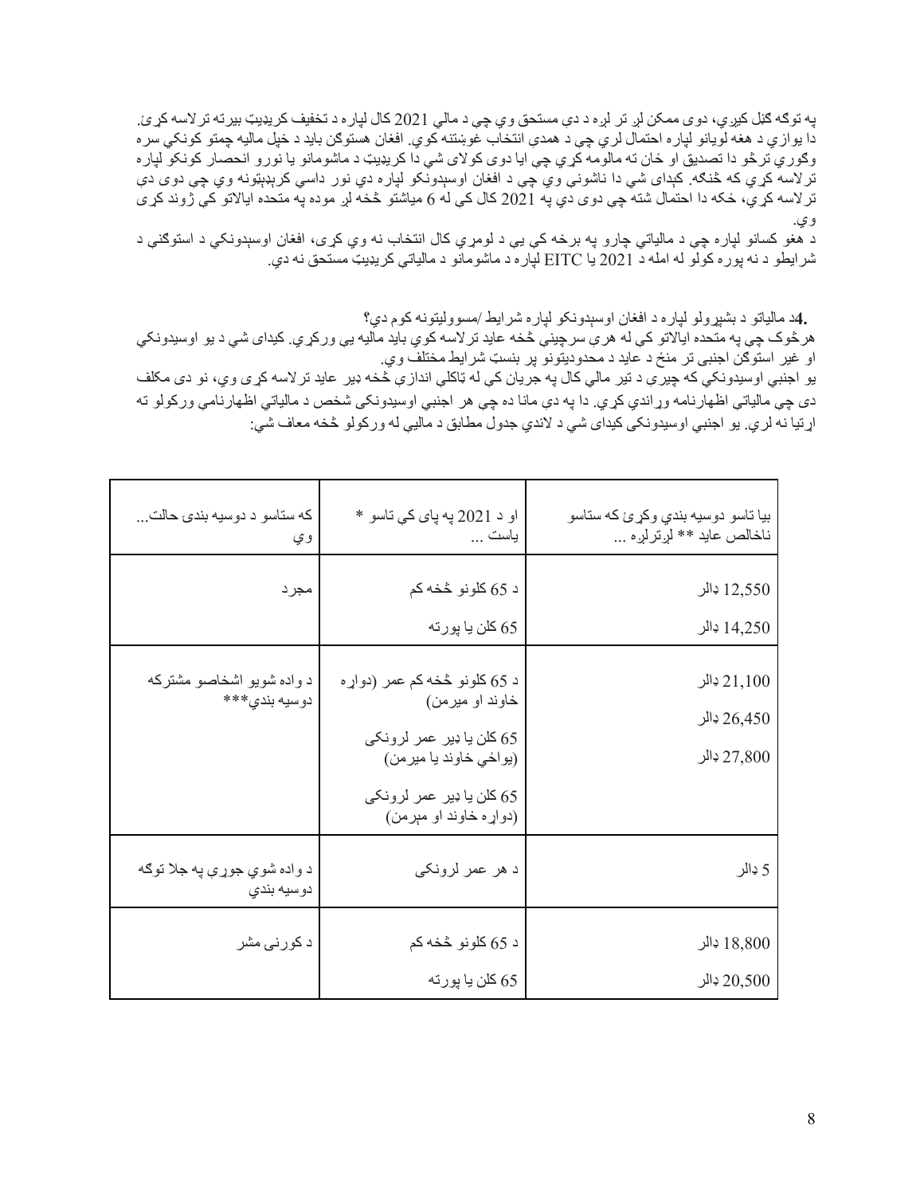په توګه ګڼل کیږي، دوی ممکن لږ تر لږه د دې مستحق وي چې د مالي 2021 کال لپاره د تخفیف کریډیټ بیرته ترلاسه کړئ. دا یوازې د هغه لویانو لپاره احتمال لري چې د همدې انتخاب غوښتنه کوي. افغان هستوګن باید د خپل مالیه چمتو کونکي سره وګوري ترڅو دا تصدیق او ځان ته مالومه کړي چې ایا دوی کولای شي دا کریډیټ د ماشومانو یا نورو انحصار کونکو لپاره ترلاسه کړي که څنګه. کیدای شي دا ناشوني وي چې د افغان اوسېدونکو لپاره دې نور داسې کرېډېټونه وي چې دوی دې ترلاسه کړي، ځکه دا احتمال شته چې دوی دې په 2021 کال کې له 6 میاشتو څخه لږ موده په متحده ایالاتو کې ژوند کړی وي.

د هغو کسانو لپاره چې د مالیاتي چارو په برخه کې یې د لومړي کال انتخاب نه وي کړی، افغان اوسېدونکي د استوګنې د شرایطو د نه پوره کولو له امله د 2021 یا EITC لپاره د ماشومانو د مالیاتي کریډیټ مستحق نه دي.

**4.** د مالیاتو د بشپړولو لپاره د افغان اوسېدونکو لپاره شرایط /مسوولیتونه کوم دي؟

هرڅوک چې په متحده ایالاتو کې له هرې سرچینې څخه عاید ترلاسه کوي باید مالیه یې ورکړي. کیدای شي د یو اوسیدونکي او غیر استوګن اجنبی تر منځ د عاید د محدودیتونو پر بنسټ شرایط مختلف وي.

یو اجنبي اوسیدونکي که چیرې د تیر مالي کال په جریان کې له ټاکلي اندازې څخه ډیر عاید ترلاسه کړی وي، نو دی مکلف دی چې مالیاتي اظهارنامه وړاندې کړي. دا په دې مانا ده چې هر اجنبي اوسیدونکی شخص د مالیاتي اظهارنامې ورکولو ته اړتیا نه لري. یو اجنبي اوسیدونکی کیدای شي د لاندې جدول مطابق د مالیې له ورکولو څخه معاف شي:

| که ستاسو د دوسیه بندۍ حالت... وي | او د 2021 په پای کې تاسو * یاست ... | بیا تاسو دوسیه بندي وکړئ که ستاسو ناخالص عاید ** لږترلږه ... |
|---|---|---|
| مجرد | د 65 کلونو څخه کم<br>65 کلن یا پورته | 12,550 ډالر<br>14,250 ډالر |
| د واده شویو اشخاصو مشترکه دوسیه بندي*** | د 65 کلونو څخه کم عمر (دواړه خاوند او میرمن)<br>65 کلن یا ډیر عمر لرونکی (یواځې خاوند یا میرمن)<br>65 کلن یا ډیر عمر لرونکی (دواړه خاوند او میرمن) | 21,100 ډالر<br>26,450 ډالر<br>27,800 ډالر |
| د واده شوي جوړی په جلا توګه دوسیه بندي | د هر عمر لرونکی | 5 ډالر |
| د کورنی مشر | د 65 کلونو څخه کم<br>65 کلن یا پورته | 18,800 ډالر<br>20,500 ډالر |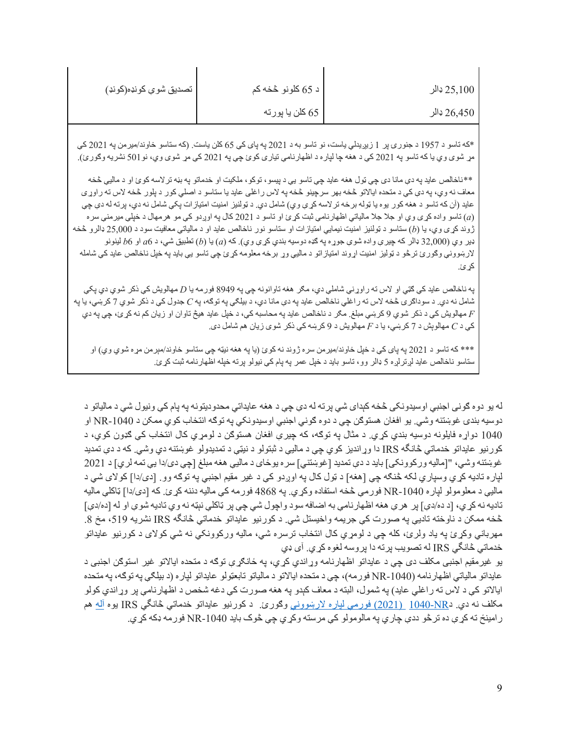| تصدیق شوي کونډه(کونډ) | د 65 کلونو څخه کم | 25,100 ډالر |
| --- | --- | --- |
| | 65 کلن یا پورته | 26,450 ډالر |

*که تاسو د 1957 د جنوری پر 1 زیږیدلي یاست، نو تاسو به د 2021 په پای کې 65 کلن یاست. (که ستاسو خاوند/میرمن په 2021 کې مړ شوي وي یا که تاسو په 2021 کې د هغه چا لپاره د اظهارنامې تیاری کوئ چې په 2021 کې مړ شوي وي، نو 501 نشریه وګورئ).

**ناخالص عاید په دې مانا دی چې ټول هغه عاید چې تاسو یې د پیسو، توکو، ملکیت او خدماتو په بڼه ترلاسه کوئ او د مالیې څخه معاف نه وي، په دې کې د متحده ایالاتو څخه بهر سرچینو څخه په لاس راغلي عاید یا ستاسو د اصلي کور د پلور څخه لاس ته راوړی عاید (آن که تاسو د هغه کور یوه یا ټوله برخه ترلاسه کړې وي) شامل دي. د ټولنیز امنیت امتیازات پکې شامل نه دي، پرته له دې چې ($a$) تاسو واده کړی وي او جلا جلا مالیاتي اظهارنامې ثبت کړئ او تاسو د 2021 کال په اوږدو کې مو هرمهال د خپلې میرمنې سره ژوند کړی وي، یا ($b$) ستاسو د ټولنیز امنیت نیمایي امتیازات او ستاسو نور ناخالص عاید او د مالیاتي معافیت سود د 25,000 ډالرو څخه ډیر وي (32,000 ډالر که چیرې واده شوی جوړه په ګډه دوسیه بندي کړې وي). که ($a$) یا ($b$) تطبیق شي، د $a$6 او $b$6 لینونو لارښوونې وګورئ ترڅو د ټولیز امنیت اړوند امتیازاتو د مالیې وړ برخه معلومه کړئ چې تاسو یې باید په خپل ناخالص عاید کې شامله کړئ.

په ناخالص عاید کې ګټې او لاس ته راوړنې شاملې دي، مګر هغه تاوانونه چې په 8949 فورمه یا $D$ مهالویش کې ذکر شوي دي پکې شامل نه دي. د سوداګرۍ څخه لاس ته راغلي ناخالص عاید په دې مانا دي، د بېلګې په توګه، په $C$ جدول کې د ذکر شوي 7 کرښې، یا په $F$ مهالویش کې د ذکر شوي 9 کرښې مبلغ. مګر د ناخالص عاید په محاسبه کې، د خپل عاید هیڅ تاوان او زیان کم نه کړئ، چې په دې کې د $C$ مهالویش د 7 کرښې، یا د $F$ مهالویش د 9 کرښه کې ذکر شوی زیان هم شامل دی.

*** که تاسو د 2021 په پای کې د خپل خاوند/میرمن سره ژوند نه کوئ (یا په هغه نیټه چې ستاسو خاوند/مېرمن مړه شوي وي) او ستاسو ناخالص عاید لږترلږه 5 ډالر وو، تاسو باید د خپل عمر په پام کې نیولو پرته خپله اظهارنامه ثبت کړئ.

له یو دوه ګونی اجنبي اوسېدونکې څخه کېدای شي پرته له دې چې د هغه عایداتي محدودیتونه په پام کې ونیول شي د مالیاتو د دوسیه بندي غوښتنه وشي. یو افغان هستوګن چې د دوه ګوني اجنبي اوسیدونکي په توګه انتخاب کوي ممکن د NR-1040 او 1040 دواړه فایلونه دوسیه بندي کړي. د مثال په توګه، که چیرې افغان هستوګن د لومړي کال انتخاب کې ګډون کوي، د کورنیو عایداتو خدماتي څانګه IRS دا وړاندیز کوي چې د مالیې د ثبتولو د نیټې د تمدیدولو غوښتنه وشي. که د دې تمدید غوښتنه وشي، "[مالیه ورکوونکی] باید د دې تمدید [غوښتنې] سره یوځای د مالیې هغه مبلغ [چې دی/دا یې تمه لري] د 2021 لپاره تادیه کړي وسپاري لکه څنګه چې [هغه] د ټول کال په اوږدو کې د غیر مقیم اجنبي په توګه وو. [دی/دا] کولای شي د مالیې د معلوم‌ولو لپاره NR-1040 فورمې څخه استفاده وکړي. په 4868 فورمه کې مالیه دننه کړئ. که [دی/دا] ټاکلې مالیه تادیه نه کړي، [د ده/دې] پر هرې هغه اظهارنامې به اضافه سود واچول شي چې پر ټاکلې نیټه نه وي تادیه شوې او له [ده/دې] څخه ممکن د ناوخته تادیې په صورت کې جریمه واخیستل شي. د کورنیو عایداتو خدماتي څانګه IRS نشریه 519، مخ 8. مهرباني وکړئ په یاد ولرئ، کله چې د لومړي کال انتخاب ترسره شي، مالیه ورکوونکي نه شي کولای د کورنیو عایداتو خدماتي څانګې IRS له تصویب پرته دا پروسه لغوه کړي. آی ډي
یو غیرمقیم اجنبي مکلف دی چې د عایداتو اظهارنامه وړاندې کړي، په ځانګړې توګه د متحده ایالاتو غیر استوګن اجنبي د عایداتو مالیاتي اظهارنامه (NR-1040 فورمه)، چې د متحده ایالاتو د مالیاتو تابعتولو عایداتو لپاره (د بېلګې په توګه، په متحده ایالاتو کې د لاس ته راغلي عاید) په شمول، البته د معاف کېدو په هغه صورت کې چې دغه شخص د اظهارنامې پر وړاندې کولو مکلف نه دی. د[NR-1040 (2021) فورمې لپاره لارښوونې] وګورئ. د کورنیو عایداتو خدماتي څانګې IRS یوه [آله] هم رامینځ ته کړې ده ترڅو ددې چارې په مالومولو کې مرسته وکړي چې څوک باید NR-1040 فورمه ډکه کړي.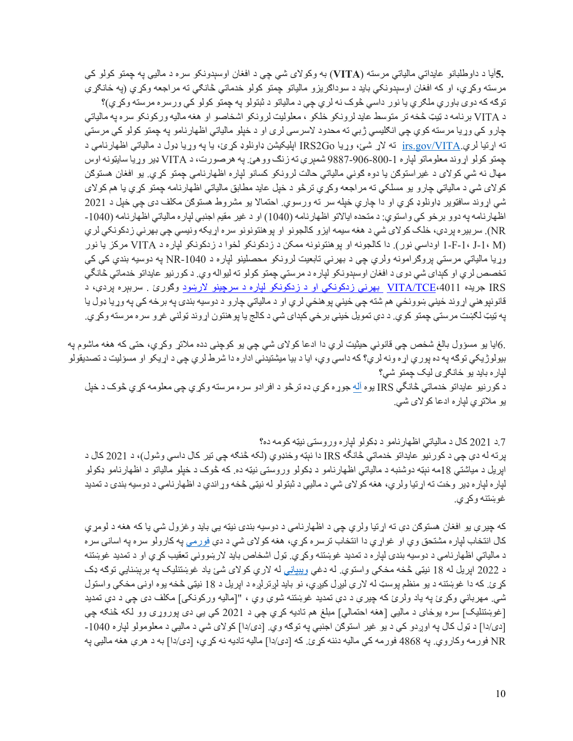**.5**آيا د داوطلبانو عايداتي مالياتي مرسته (**VITA**) به وکولای شي چې د افغان اوسېدونکو سره د مالیې په چمتو کولو کې مرسته وکړي، او که افغان اوسېدونکي باید د سوداګریزو مالیاتو چمتو کولو خدماتي ځانګې ته مراجعه وکړي (په ځانګړي توګه کله دوی باوري ملګري يا نور داسې څوک نه لري چې د مالیاتو د ثبتولو په چمتو کولو کې ورسره مرسته وکړي)؟

د VITA برنامه د ټيټ څخه تر متوسط عاید لرونکو خلکو ، معلولیت لرونکو اشخاصو او هغه مالیه ورکونکو سره په مالیاتي چارو کې وړيا مرسته کوي چې انګلیسي ژبې ته محدود لاسرسی لری او د خپلو مالیاتي اظهارنامو په چمتو کولو کې مرستي ته اړتیا لري.[irs.gov/VITA](https://www.irs.gov/VITA) ته لاړ شئ، وړيا IRS2Go اپلیکیشن ډاونلوډ کړئ، یا په وړیا ډول د مالیاتي اظهارنامې د چمتو کولو اړوند معلوماتو لپاره 9887-906-800-1 شمېرې ته زنګ ووهئ. په هرصورت، د VITA ډیر وړيا سایټونه اوس مهال نه شي کولای د غیراستوګن یا دوه ګوني مالیاتي حالت لرونکو کسانو لپاره اظهارنامې چمتو کړي. یو افغان هستوګن کولای شي د مالیاتي چارو یو مسلکي ته مراجعه وکړي ترڅو د خپل عاید مطابق مالیاتي اظهارنامه چمتو کړي یا هم کولای شي اړوند سافټویر ډاونلوډ کړي او دا چاري خپله سر ته ورسوي. احتمالا یو مشروط هستوګن مکلف دی چې خپل د 2021 اظهارنامه په دوو برخو کې واستوي: د متحده ایالاتو اظهارنامه (1040) او د غیر مقیم اجنبي لپاره مالیاتي اظهارنامه (1040-NR). سربېره پردې، خلک کولای شي د هغه سیمه ایزو کالجونو او پوهنتونونو سره اړیکه ونیسي چې بهرني زدکونکي لري (M ،J-1 ،F-1، او داسې نور). دا کالجونه او پوهنتونونه ممکن د زدکونکو لخوا د زدکونکو لپاره د VITA مرکز یا نور وړیا مالیاتي مرستي پروګرامونه ولري چې د بهرني تابعیت لرونکو محصلینو لپاره د 1040-NR په دوسیه بندي کې کې تخصص لري او کېدای شي دوی د افغان اوسېدونکو لپاره د مرستې چمتو کولو ته لیواله وي. د کورنیو عایداتو خدماتي ځانګې IRS جریده 4011،[VITA/TCE بهرني زدکونکي او د زدکونکو لپاره د سرچینو لارښود](https://www.irs.gov/pub/irs-pdf/p4011.pdf) وګورئ . سربېره پردې، د قانونپوهنې اړوند ځینې ښوونځي هم شته چې ځینې پوهنځي لري او د مالیاتي چارو د دوسیه بندی په برخه کې په وړيا ډول یا په ټيټ لګښت مرستې چمتو کوي. د دې تمویل ځینې برخې کېدای شي د کالج یا پوهنتون اړوند ټولني غړو سره مرسته وکړي.

.6ایا یو مسؤول بالغ شخص چې قانوني حیثیت لري دا ادعا کولای شي چې یو کوچنی دده ملاتړ وکړي، حتی که هغه ماشوم په بیولوژیکي توګه په ده پورې اړه ونه لري؟ که داسې وي، ایا د بیا میشتیدنې اداره دا شرط لري چې د اړیکو او مسؤلیت د تصدیقولو لپاره باید یو ځانګړی لیک چمتو شي؟

د کورنیو عایداتو خدماتي ځانګې IRS یوه [آله](https://www.irs.gov/help/ita) جوړه کړې ده ترڅو د افرادو سره مرسته وکړي چې معلومه کړي چې څوک د خپل یو ملاتړي لپاره ادعا کولای شي.

.7د 2021 کال د مالیاتي اظهارنامو د ډکولو لپاره وروستی نیټه کومه ده؟

پرته له دې چې د کورنیو عایداتو خدماتي ځانګه IRS دا نیټه وغځوي (لکه څنګه چې تیر کال داسې وشول)، د 2021 کال د اپریل د میاشتې 18مه نیټه دوشنبه د مالیاتي اظهارنامو د ډکولو وروستی نیټه ده. که څوک د خپلو مالیاتو د اظهارنامو ډکولو لپاره ډیر وخت ته اړتیا ولري، هغه کولای شي د مالیې د ثبتولو له نیټې څخه وړاندې د اظهارنامې د دوسیه بندی د تمدید غوښتنه وکړي.

که چیرې یو افغان هستوګن دې ته اړتیا ولري چې د اظهارنامې د دوسیه بندی نیټه یې باید وغزول شي یا که هغه د لومړي کال انتخاب لپاره مشتحق وي او غواړي دا انتخاب ترسره کړي، هغه کولای شي د دې [فورمې](https://www.irs.gov/forms-pubs/about-form-4868) په کارولو سره په اسانی سره د مالیاتي اظهارنامې د دوسیه بندی لپاره د تمدید غوښتنه وکړي. ټول اشخاص باید لارښوونې تعقیب کړي او د تمدید غوښتنه د 2022 اپریل له 18 نیټې څخه مخکې واستوي. له دغي [ویبپاڼې](https://www.irs.gov/filing/get-an-extension-to-file-your-tax-return) له لارې کولای شئ یاد غوښتنلیک په برېښنایي توګه ډک کړئ. که دا غوښتنه د یو منظم پوستې له لارې لیږل کیږي، نو باید لږترلږه د اپریل د 18 نیټې څخه یوه اونۍ مخکې واستول شي. مهرباني وکړئ په یاد ولرئ که چیرې د دې تمدید غوښتنه شوې وي ، "[مالیه ورکونکی] مکلف دی چې د دې تمدید [غوښتنلیک] سره یوځای د مالیې [هغه احتمالي] مبلغ هم تادیه کړي چې د 2021 کې یې دی پوروړی وو لکه څنګه چې [دی/دا] د ټول کال په اوږدو کې د یو غیر استوګن اجنبي په توګه وي. [دی/دا] کولای شي د مالیې د معلومولو لپاره 1040-NR فورمه وکاروي. په 4868 فورمه کې مالیه دننه کړئ. که [دی/دا] مالیه تادیه نه کړي، [دی/دا] به د هرې هغه مالیې په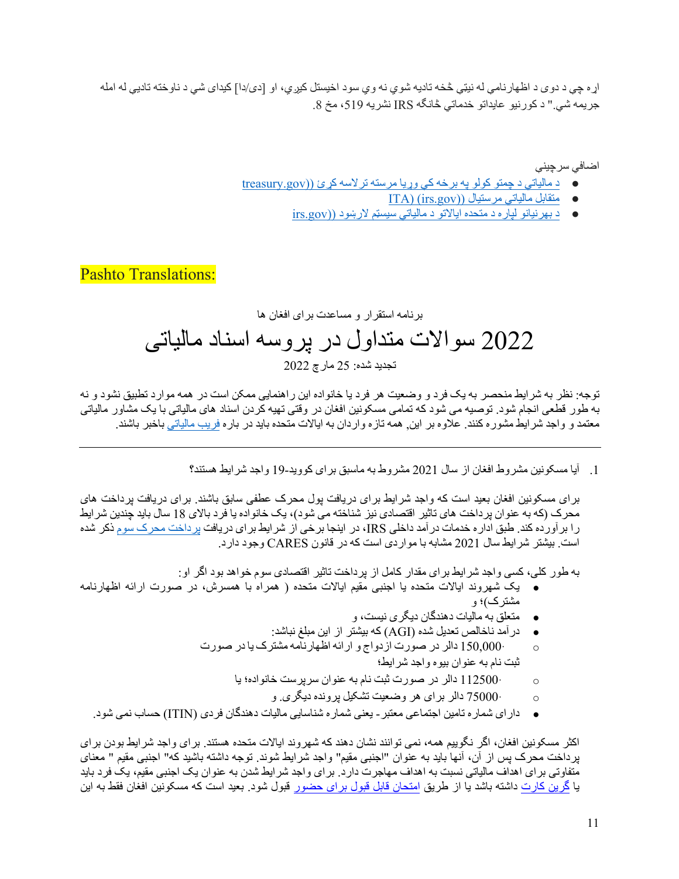اړه چې د دوی د اظهارنامې له نیتي څخه تادیه شوي نه وي سود اخیستل کیږي، او [دی/دا] کیدای شي د ناوخته تادیې له امله جریمه شي." د کورنیو عایداتو خدماتي څانګه IRS نشریه 519، مخ 8.

اضافي سرچینې

- [د مالیاتي د چمتو کولو په برخه کې وړیا مرسته ترلاسه کړئ ((treasury.gov](treasury.gov)
- [متقابل مالیاتي مرستیال ((ITA) (irs.gov](irs.gov)
- [د بهرنیانو لپاره د متحده ایالاتو د مالیاتي سیستم لارښود ((irs.gov](irs.gov)

Pashto Translations:

برنامه استقرار و مساعدت برای افغان ها

# 2022 سوالات متداول در پروسه اسناد مالیاتی

تجدید شده: 25 مارچ 2022

توجه: نظر به شرایط منحصر به یک فرد و وضعیت هر فرد یا خانواده این راهنمایی ممکن است در همه موارد تطبیق نشود و نه به طور قطعی انجام شود. توصیه می شود که تمامی مسکونین افغان در وقتی تهیه کردن اسناد های مالیاتی با یک مشاور مالیاتی معتمد و واجد شرایط مشوره کنند. علاوه بر این, همه تازه واردان به ایالات متحده باید در باره فریب مالیاتی باخبر باشند.

---

1. آیا مسکونین مشروط افغان از سال 2021 مشروط به ماسبق برای کووید-19 واجد شرایط هستند؟

برای مسکونین افغان بعید است که واجد شرایط برای دریافت پول محرک عطفی سابق باشند. برای دریافت پرداخت های محرک (که به عنوان پرداخت های تاثیر اقتصادی نیز شناخته می شود)، یک خانواده یا فرد بالای 18 سال باید چندین شرایط را برآورده کند. طبق اداره خدمات درآمد داخلی IRS، در اینجا برخی از شرایط برای دریافت پرداخت محرک سوم ذکر شده است. بیشتر شرایط سال 2021 مشابه با مواردی است که در قانون CARES وجود دارد.

به طور کلی، کسی واجد شرایط برای مقدار کامل از پرداخت تاثیر اقتصادی سوم خواهد بود اگر او:

- یک شهروند ایالات متحده یا اجنبی مقیم ایالات متحده ( همراه با همسرش، در صورت ارائه اظهارنامه مشترک)؛ و
- متعلق به مالیات دهندگان دیگری نیست، و
- درآمد ناخالص تعدیل شده (AGI) که بیشتر از این مبلغ نباشد:
  - ‎150,000 دالر در صورت ازدواج و ارائه اظهارنامه مشترک یا در صورت ثبت نام به عنوان بیوه واجد شرایط؛
  - ‎112500 دالر در صورت ثبت نام به عنوان سرپرست خانواده؛ یا
  - ‎75000 دالر برای هر وضعیت تشکیل پرونده دیگری. و
- دارای شماره تامین اجتماعی معتبر- یعنی شماره شناسایی مالیات دهندگان فردی (ITIN) حساب نمی شود.

اکثر مسکونین افغان، اگر نگوییم همه، نمی توانند نشان دهند که شهروند ایالات متحده هستند. برای واجد شرایط بودن برای پرداخت محرک پس از آن، آنها باید به عنوان "اجنبی مقیم" واجد شرایط شوند. توجه داشته باشید که" اجنبی مقیم " معنای متفاوتی برای اهداف مالیاتی نسبت به اهداف مهاجرت دارد. برای واجد شرایط شدن به عنوان یک اجنبی مقیم، یک فرد باید یا گرین کارت داشته باشد یا از طریق امتحان قابل قبول برای حضور قبول شود. بعید است که مسکونین افغان فقط به این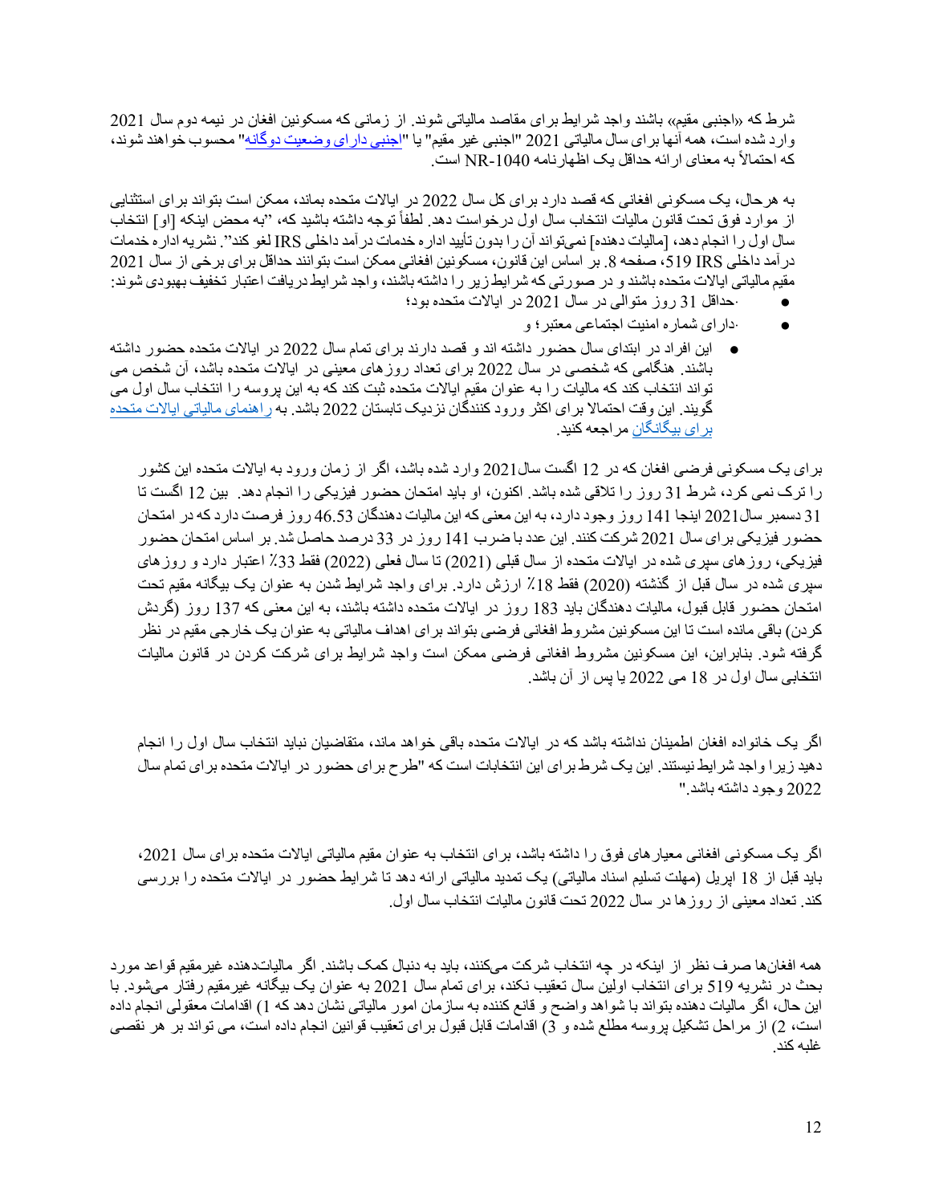شرط که «اجنبی مقیم» باشند واجد شرایط برای مقاصد مالیاتی شوند. از زمانی که مسکونین افغان در نیمه دوم سال 2021 وارد شده است، همه آنها برای سال مالیاتی 2021 "اجنبی غیر مقیم" یا "اجنبی دارای وضعیت دوگانه" محسوب خواهند شوند، که احتمالاً به معنای ارائه حداقل یک اظهارنامه NR-1040 است.

به هرحال، یک مسکونی افغانی که قصد دارد برای کل سال 2022 در ایالات متحده بماند، ممکن است بتواند برای استثنایی از موارد فوق تحت قانون مالیات انتخاب سال اول درخواست دهد. لطفاً توجه داشته باشید که، "به محض اینکه [او] انتخاب سال اول را انجام دهد، [مالیات دهنده] نمی‌تواند آن را بدون تأیید اداره خدمات درآمد داخلی IRS لغو کند". نشریه اداره خدمات درآمد داخلی IRS 519، صفحه 8. بر اساس این قانون، مسکونین افغانی ممکن است بتوانند حداقل برای برخی از سال 2021 مقیم مالیاتی ایالات متحده باشند و در صورتی که شرایط زیر را داشته باشند، واجد شرایط دریافت اعتبار تخفیف بهبودی شوند:

- ·حداقل 31 روز متوالی در سال 2021 در ایالات متحده بود؛
- ·دارای شماره امنیت اجتماعی معتبر؛ و
- این افراد در ابتدای سال حضور داشته اند و قصد دارند برای تمام سال 2022 در ایالات متحده حضور داشته باشند. هنگامی که شخصی در سال 2022 برای تعداد روزهای معینی در ایالات متحده باشد، آن شخص می تواند انتخاب کند که مالیات مقیم ایالات متحده ثبت کند که به این پروسه را انتخاب سال اول می گویند. این وقت احتمالا برای اکثر ورود کنندگان نزدیک تابستان 2022 باشد. به راهنمای مالیاتی ایالات متحده برای بیگانگان مراجعه کنید.

برای یک مسکونی فرضی افغان که در 12 اگست سال2021 وارد شده باشد، اگر از زمان ورود به ایالات متحده این کشور را ترک نمی کرد، شرط 31 روز را تلاقی شده باشد. اکنون، او باید امتحان حضور فیزیکی را انجام دهد. بین 12 اگست تا 31 دسمبر سال2021 اینجا 141 روز وجود دارد، به این معنی که این مالیات دهندگان 46.53 روز فرصت دارد که در امتحان حضور فیزیکی برای سال 2021 شرکت کنند. این عدد با ضرب 141 روز در 33 درصد حاصل شد. بر اساس امتحان حضور فیزیکی، روزهای سپری شده در ایالات متحده از سال قبلی (2021) تا سال فعلی (2022) فقط 33٪ اعتبار دارد و روزهای سپری شده در سال قبل از گذشته (2020) فقط 18٪ ارزش دارد. برای واجد شرایط شدن به عنوان یک بیگانه مقیم تحت امتحان حضور قابل قبول، مالیات دهندگان باید 183 روز در ایالات متحده داشته باشند، به این معنی که 137 روز (گردش کردن) باقی مانده است تا این مسکونین مشروط افغانی فرضی بتواند برای اهداف مالیاتی به عنوان یک خارجی مقیم در نظر گرفته شود. بنابراین، این مسکونین مشروط افغانی فرضی ممکن است واجد شرایط برای شرکت کردن در قانون مالیات انتخابی سال اول در 18 می 2022 یا پس از آن باشد.

اگر یک خانواده افغان اطمینان نداشته باشد که در ایالات متحده باقی خواهد ماند، متقاضیان نباید انتخاب سال اول را انجام دهید زیرا واجد شرایط نیستند. این یک شرط برای این انتخابات است که "طرح برای حضور در ایالات متحده برای تمام سال 2022 وجود داشته باشد."

اگر یک مسکونی افغانی معیارهای فوق را داشته باشد، برای انتخاب به عنوان مقیم مالیاتی ایالات متحده برای سال 2021، باید قبل از 18 اپریل (مهلت تسلیم اسناد مالیاتی) یک تمدید مالیاتی ارائه دهد تا شرایط حضور در ایالات متحده را بررسی کند. تعداد معینی از روزها در سال 2022 تحت قانون مالیات انتخاب سال اول.

همه افغان‌ها صرف نظر از اینکه در چه انتخاب شرکت می‌کنند، باید به دنبال کمک باشند. اگر مالیات‌دهنده غیرمقیم قواعد مورد بحث در نشریه 519 برای انتخاب اولین سال تعقیب نکند، برای تمام سال 2021 به عنوان یک بیگانه غیرمقیم رفتار می‌شود. با این حال، اگر مالیات دهنده بتواند با شواهد واضح و قانع کننده به سازمان امور مالیاتی نشان دهد که 1) اقدامات معقولی انجام داده است، 2) از مراحل تشکیل پروسه مطلع شده و 3) اقدامات قابل قبول برای تعقیب قوانین انجام داده است، می تواند بر هر نقصی غلبه کند.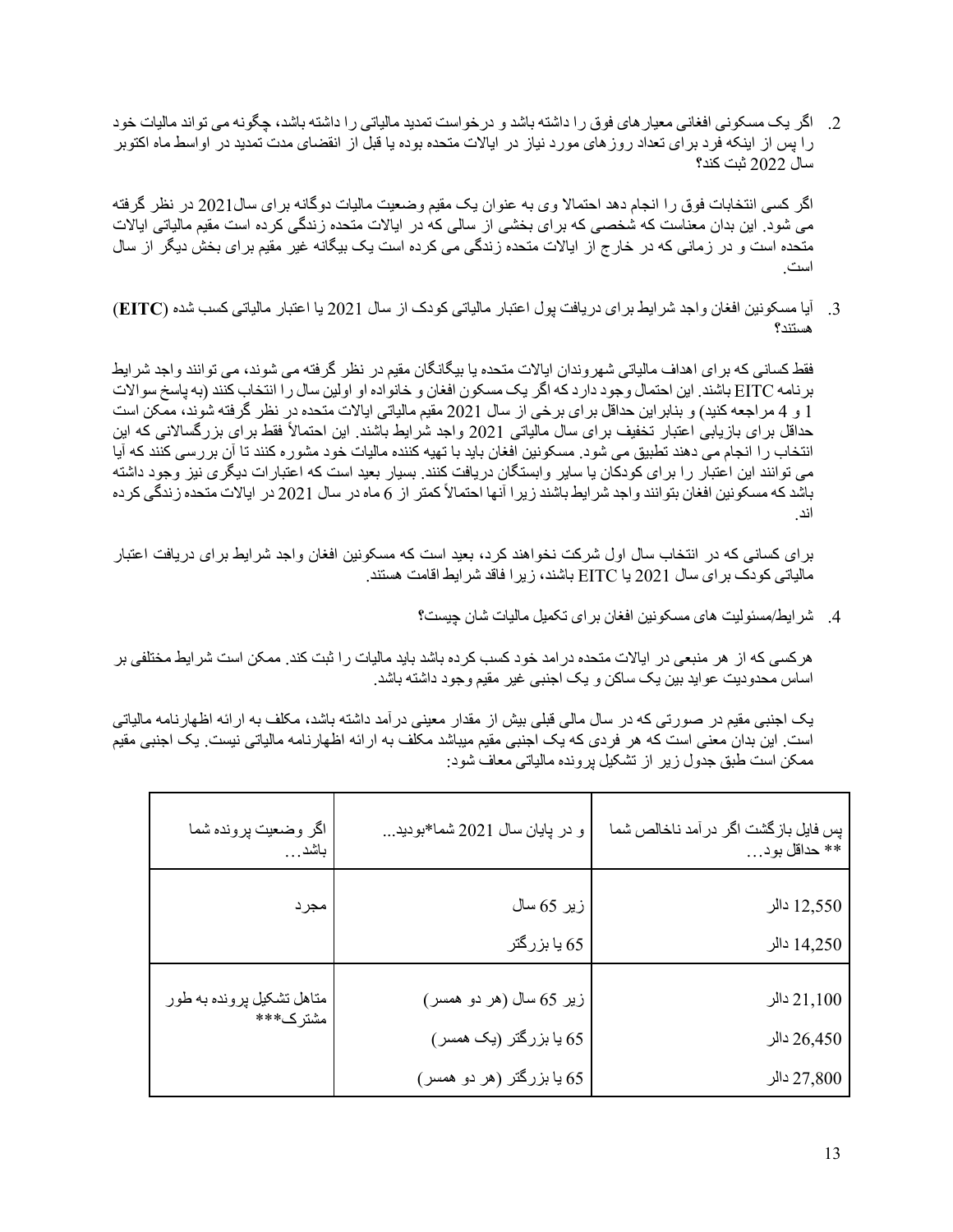2. اگر یک مسکونی افغانی معیارهای فوق را داشته باشد و درخواست تمدید مالیاتی را داشته باشد، چگونه می تواند مالیات خود را پس از اینکه فرد برای تعداد روزهای مورد نیاز در ایالات متحده بوده یا قبل از انقضای مدت تمدید در اواسط ماه اکتوبر سال 2022 ثبت کند؟

اگر کسی انتخابات فوق را انجام دهد احتمالا وی به عنوان یک مقیم وضعیت مالیات دوگانه برای سال2021 در نظر گرفته می شود. این بدان معناست که شخصی که برای بخشی از سالی که در ایالات متحده زندگی کرده است مقیم مالیاتی ایالات متحده است و در زمانی که در خارج از ایالات متحده زندگی می کرده است یک بیگانه غیر مقیم برای بخش دیگر از سال است.

3. آیا مسکونین افغان واجد شرایط برای دریافت پول اعتبار مالیاتی کودک از سال 2021 یا اعتبار مالیاتی کسب شده (**EITC**) هستند؟

فقط کسانی که برای اهداف مالیاتی شهروندان ایالات متحده یا بیگانگان مقیم در نظر گرفته می شوند، می توانند واجد شرایط برنامه EITC باشند. این احتمال وجود دارد که اگر یک مسکون افغان و خانواده او اولین سال را انتخاب کنند (به پاسخ سوالات 1 و 4 مراجعه کنید) و بنابراین حداقل برای برخی از سال 2021 مقیم مالیاتی ایالات متحده در نظر گرفته شوند، ممکن است حداقل برای بازیابی اعتبار تخفیف برای سال مالیاتی 2021 واجد شرایط باشند. این احتمالاً فقط برای بزرگسالانی که این انتخاب را انجام می دهند تطبیق می شود. مسکونین افغان باید با تهیه کننده مالیات خود مشوره کنند تا آن بررسی کنند که آیا می توانند این اعتبار را برای کودکان یا سایر وابستگان دریافت کنند. بسیار بعید است که اعتبارات دیگری نیز وجود داشته باشد که مسکونین افغان بتوانند واجد شرایط باشند زیرا آنها احتمالاً کمتر از 6 ماه در سال 2021 در ایالات متحده زندگی کرده اند.

برای کسانی که در انتخاب سال اول شرکت نخواهند کرد، بعید است که مسکونین افغان واجد شرایط برای دریافت اعتبار مالیاتی کودک برای سال 2021 یا EITC باشند، زیرا فاقد شرایط اقامت هستند.

4. شرایط/مسئولیت های مسکونین افغان برای تکمیل مالیات شان چیست؟

هرکسی که از هر منبعی در ایالات متحده درامد خود کسب کرده باشد باید مالیات را ثبت کند. ممکن است شرایط مختلفی بر اساس محدودیت عواید بین یک ساکن و یک اجنبی غیر مقیم وجود داشته باشد.

یک اجنبی مقیم در صورتی که در سال مالی قبلی بیش از مقدار معینی درآمد داشته باشد، مکلف به ارائه اظهارنامه مالیاتی است. این بدان معنی است که هر فردی که یک اجنبی مقیم میباشد مکلف به ارائه اظهارنامه مالیاتی نیست. یک اجنبی مقیم ممکن است طبق جدول زیر از تشکیل پرونده مالیاتی معاف شود:

| اگر وضعیت پرونده شما باشد... | و در پایان سال 2021 شما*بودید... | پس فایل بازگشت اگر درآمد ناخالص شما ** حداقل بود... |
|---|---|---|
| مجرد | زیر 65 سال | 12,550 دالر |
| | 65 یا بزرگتر | 14,250 دالر |
| متاهل تشکیل پرونده به طور مشترک*** | زیر 65 سال (هر دو همسر) | 21,100 دالر |
| | 65 یا بزرگتر (یک همسر) | 26,450 دالر |
| | 65 یا بزرگتر (هر دو همسر) | 27,800 دالر |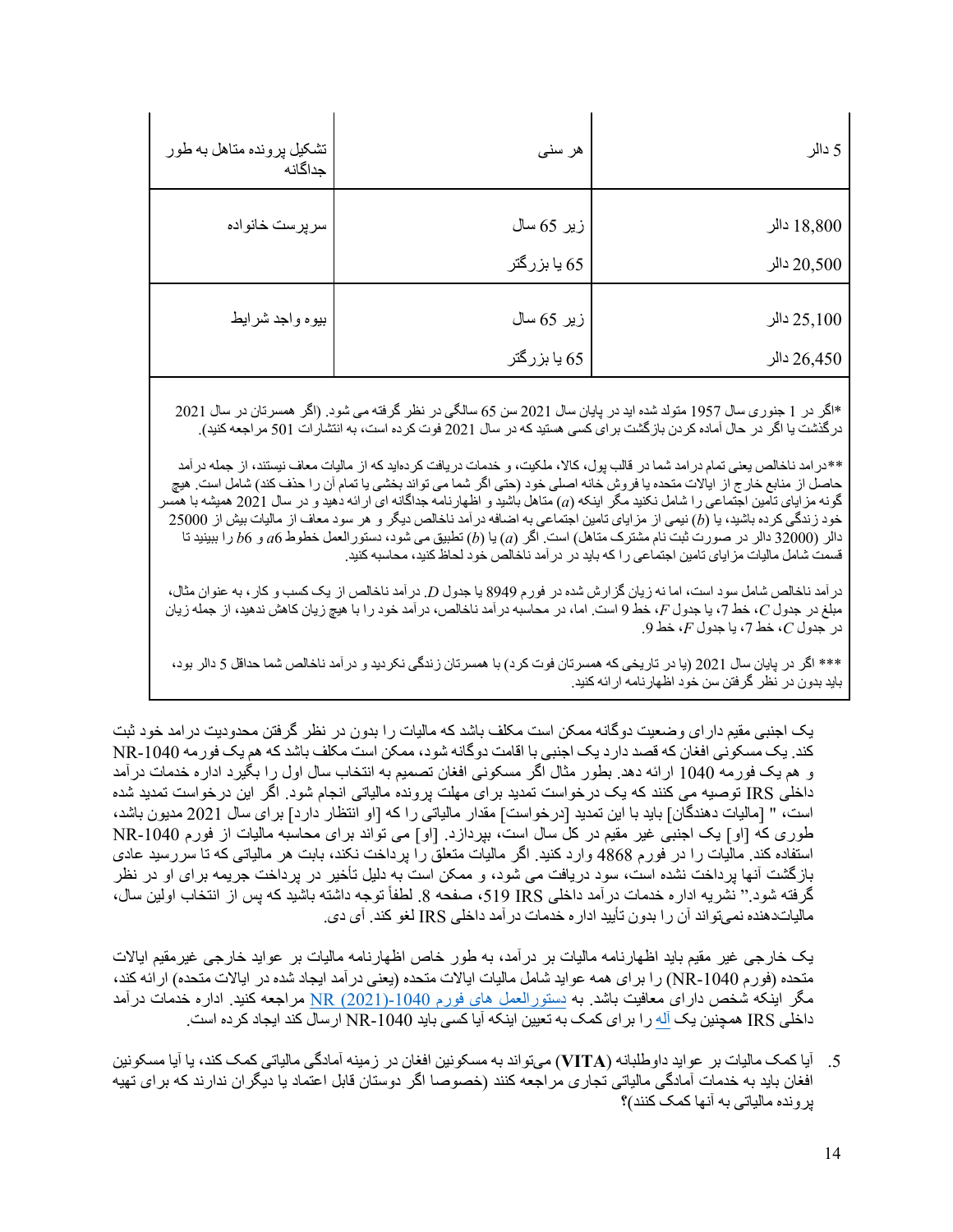| تشکیل پرونده متاهل به طور جداگانه | هر سنی | 5 دالر |
|---|---|---|
| سرپرست خانواده | زیر 65 سال<br>65 یا بزرگتر | 18,800 دالر<br>20,500 دالر |
| بیوه واجد شرایط | زیر 65 سال<br>65 یا بزرگتر | 25,100 دالر<br>26,450 دالر |

*اگر در 1 جنوری سال 1957 متولد شده اید در پایان سال 2021 سن 65 سالگی در نظر گرفته می شود. (اگر همسرتان در سال 2021 درگذشت یا اگر در حال آماده کردن بازگشت برای کسی هستید که در سال 2021 فوت کرده است، به انتشارات 501 مراجعه کنید).

**درامد ناخالص یعنی تمام درامد شما در قالب پول، کالا، ملکیت، و خدمات دریافت کردهاید که از مالیات معاف نیستند، از جمله درآمد حاصل از منابع خارج از ایالات متحده یا فروش خانه اصلی خود (حتی اگر شما می تواند بخشی یا تمام آن را حذف کند) شامل است. هیچ گونه مزایای تأمین اجتماعی را شامل نکنید مگر اینکه (*a*) متاهل باشید و اظهارنامه جداگانه ای ارائه دهید و در سال 2021 همیشه با همسر خود زندگی کرده باشید، یا (*b*) نیمی از مزایای تامین اجتماعی به اضافه درآمد ناخالص دیگر و هر سود معاف از مالیات بیش از 25000 دالر (32000 دالر در صورت ثبت نام مشترک متاهل) است. اگر (*a*) یا (*b*) تطبیق می شود، دستورالعمل خطوط *a*6 و *b*6 را ببینید تا قسمت شامل مالیات مزایای تامین اجتماعی را که باید در درآمد ناخالص خود لحاظ کنید، محاسبه کنید.

درآمد ناخالص شامل سود است، اما نه زیان گزارش شده در فورم 8949 یا جدول *D*. درآمد ناخالص از یک کسب و کار، به عنوان مثال، مبلغ در جدول *C*، خط 7، یا جدول *F*، خط 9 است. اما، در محاسبه درآمد ناخالص، درآمد خود را با هیچ زیان کاهش ندهید، از جمله زیان در جدول *C*، خط 7، یا جدول *F*، خط 9.

*** اگر در پایان سال 2021 (یا در تاریخی که همسرتان فوت کرد) با همسرتان زندگی نکردید و درآمد ناخالص شما حداقل 5 دالر بود، باید بدون در نظر گرفتن سن خود اظهارنامه ارائه کنید.

یک اجنبی مقیم دارای وضعیت دوگانه ممکن است مکلف باشد که مالیات را بدون در نظر گرفتن محدودیت درامد خود ثبت کند. یک مسکونی افغان که قصد دارد یک اجنبی با اقامت دوگانه شود، ممکن است مکلف باشد که هم یک فورمه NR-1040 و هم یک فورمه 1040 ارائه دهد. بطور مثال اگر مسکونی افغان تصمیم به انتخاب سال اول را بگیرد اداره خدمات درآمد داخلی IRS توصیه می کنند که یک درخواست تمدید برای مهلت پرونده مالیاتی انجام شود. اگر این درخواست تمدید شده است، " [مالیات دهندگان] باید با این تمدید [درخواست] مقدار مالیاتی را که [او انتظار دارد] برای سال 2021 مدیون باشد، طوری که [او] یک اجنبی غیر مقیم در کل سال است، بپردازد. [او] می تواند برای محاسبه مالیات از فورم NR-1040 استفاده کند. مالیات را در فورم 4868 وارد کنید. اگر مالیات متعلق را پرداخت نکند، بابت هر مالیاتی که تا سررسید عادی بازگشت آنها پرداخت نشده است، سود دریافت می شود، و ممکن است به دلیل تأخیر در پرداخت جریمه برای او در نظر گرفته شود." نشریه اداره خدمات درآمد داخلی IRS 519، صفحه 8. لطفاً توجه داشته باشید که پس از انتخاب اولین سال، مالیاتدهنده نمیتواند آن را بدون تأیید اداره خدمات درآمد داخلی IRS لغو کند. آی دی.

یک خارجی غیر مقیم باید اظهارنامه مالیات بر درآمد، به طور خاص اظهارنامه مالیات بر عواید خارجی غیرمقیم ایالات متحده (فورم NR-1040) را برای همه عواید شامل مالیات ایالات متحده (یعنی درآمد ایجاد شده در ایالات متحده) ارائه کند، مگر اینکه شخص دارای معافیت باشد. به دستورالعمل های فورم NR (2021)-1040 مراجعه کنید. اداره خدمات درآمد داخلی IRS همچنین یک آله را برای کمک به تعیین اینکه آیا کسی باید NR-1040 ارسال کند ایجاد کرده است.

5. آیا کمک مالیات بر عواید داوطلبانه (**VITA**) میتواند به مسکونین افغان در زمینه آمادگی مالیاتی کمک کند، یا آیا مسکونین افغان باید به خدمات آمادگی مالیاتی تجاری مراجعه کنند (خصوصا اگر دوستان قابل اعتماد یا دیگران ندارند که برای تهیه پرونده مالیاتی به آنها کمک کنند)؟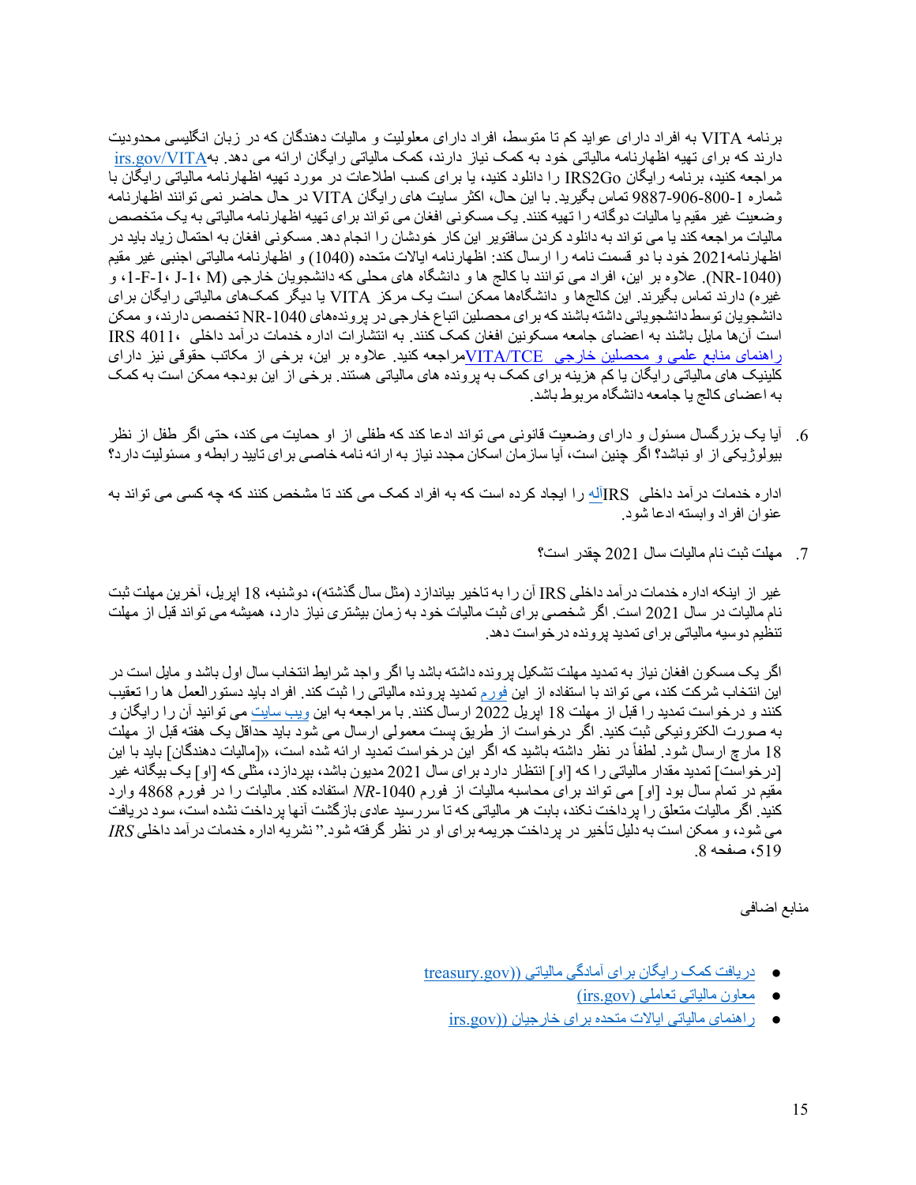برنامه VITA به افراد دارای عواید کم تا متوسط، افراد دارای معلولیت و مالیات دهندگان که در زبان انگلیسی محدودیت دارند که برای تهیه اظهارنامه مالیاتی خود به کمک نیاز دارند، کمک مالیاتی رایگان ارائه می دهد. به[irs.gov/VITA](irs.gov/VITA) مراجعه کنید، برنامه رایگان IRS2Go را دانلود کنید، یا برای کسب اطلاعات در مورد تهیه اظهارنامه مالیاتی رایگان با شماره 1-800-906-9887 تماس بگیرید. با این حال، اکثر سایت های رایگان VITA در حال حاضر نمی توانند اظهارنامه وضعیت غیر مقیم یا مالیات دوگانه را تهیه کنند. یک مسکونی افغان می تواند برای تهیه اظهارنامه مالیاتی به یک متخصص مالیات مراجعه کند یا می تواند به دانلود کردن سافتویر این کار خودشان را انجام دهد. مسکونی افغان به احتمال زیاد باید در اظهارنامه2021 خود با دو قسمت نامه را ارسال کند: اظهارنامه ایالات متحده (1040) و اظهارنامه مالیاتی اجنبی غیر مقیم (NR-1040). علاوه بر این، افراد می توانند با کالج ها و دانشگاه های محلی که دانشجویان خارجی (M ،J-1 ،F-1، و غیره) دارند تماس بگیرند. این کالجها و دانشگاهها ممکن است یک مرکز VITA یا دیگر کمک‌های مالیاتی رایگان برای دانشجویان توسط دانشجویانی داشته باشند که برای محصلین اتباع خارجی در پرونده‌های NR-1040 تخصص دارند، و ممکن است آن‌ها مایل باشند به اعضای جامعه مسکونین افغان کمک کنند. به انتشارات اداره خدمات درآمد داخلی IRS 4011، [راهنمای منابع علمی و محصلین خارجی VITA/TCE](راهنمای منابع علمی و محصلین خارجی VITA/TCE)مراجعه کنید. علاوه بر این، برخی از مکاتب حقوقی نیز دارای کلینیک های مالیاتی رایگان یا کم هزینه برای کمک به پرونده های مالیاتی هستند. برخی از این بودجه ممکن است به کمک به اعضای کالج یا جامعه دانشگاه مربوط باشد.

6. آیا یک بزرگسال مسئول و دارای وضعیت قانونی می تواند ادعا کند که طفلی از او حمایت می کند، حتی اگر طفل از نظر بیولوژیکی از او نباشد؟ اگر چنین است، آیا سازمان اسکان مجدد نیاز به ارائه نامه خاصی برای تایید رابطه و مسئولیت دارد؟

اداره خدمات درآمد داخلی IRS[آله](آله) را ایجاد کرده است که به افراد کمک می کند تا مشخص کنند که چه کسی می تواند به عنوان افراد وابسته ادعا شود.

7. مهلت ثبت نام مالیات سال 2021 چقدر است؟

غیر از اینکه اداره خدمات درآمد داخلی IRS آن را به تاخیر بیاندازد (مثل سال گذشته)، دوشنبه، 18 اپریل، آخرین مهلت ثبت نام مالیات در سال 2021 است. اگر شخصی برای ثبت مالیات خود به زمان بیشتری نیاز دارد، همیشه می تواند قبل از مهلت تنظیم دوسیه مالیاتی برای تمدید پرونده درخواست دهد.

اگر یک مسکون افغان نیاز به تمدید مهلت تشکیل پرونده داشته باشد یا اگر واجد شرایط انتخاب سال اول باشد و مایل است در این انتخاب شرکت کند، می تواند با استفاده از این [فورم](فورم) تمدید پرونده مالیاتی را ثبت کند. افراد باید دستورالعمل ها را تعقیب کنند و درخواست تمدید را قبل از مهلت 18 اپریل 2022 ارسال کنند. با مراجعه به این [ویب سایت](ویب سایت) می توانید آن را رایگان و به صورت الکترونیکی ثبت کنید. اگر درخواست از طریق پست معمولی ارسال می شود باید حداقل یک هفته قبل از مهلت 18 مارچ ارسال شود. لطفاً در نظر داشته باشید که اگر این درخواست تمدید ارائه شده است، «[مالیات دهندگان] باید با این [درخواست] تمدید مقدار مالیاتی را که [او] انتظار دارد برای سال 2021 مدیون باشد، بپردازد، مثلی که [او] یک بیگانه غیر مقیم در تمام سال بود [او] می تواند برای محاسبه مالیات از فورم *NR*-1040 استفاده کند. مالیات را در فورم 4868 وارد کنید. اگر مالیات متعلق را پرداخت نکند، بابت هر مالیاتی که تا سررسید عادی بازگشت آنها پرداخت نشده است، سود دریافت می شود، و ممکن است به دلیل تأخیر در پرداخت جریمه برای او در نظر گرفته شود." نشریه اداره خدمات درآمد داخلی *IRS* 519، صفحه 8.

منابع اضافی

- [دریافت کمک رایگان برای آمادگی مالیاتی ((treasury.gov](دریافت کمک رایگان برای آمادگی مالیاتی ((treasury.gov)
- [معاون مالیاتی تعاملی (irs.gov)](معاون مالیاتی تعاملی (irs.gov))
- [راهنمای مالیاتی ایالات متحده برای خارجیان ((irs.gov](راهنمای مالیاتی ایالات متحده برای خارجیان ((irs.gov)